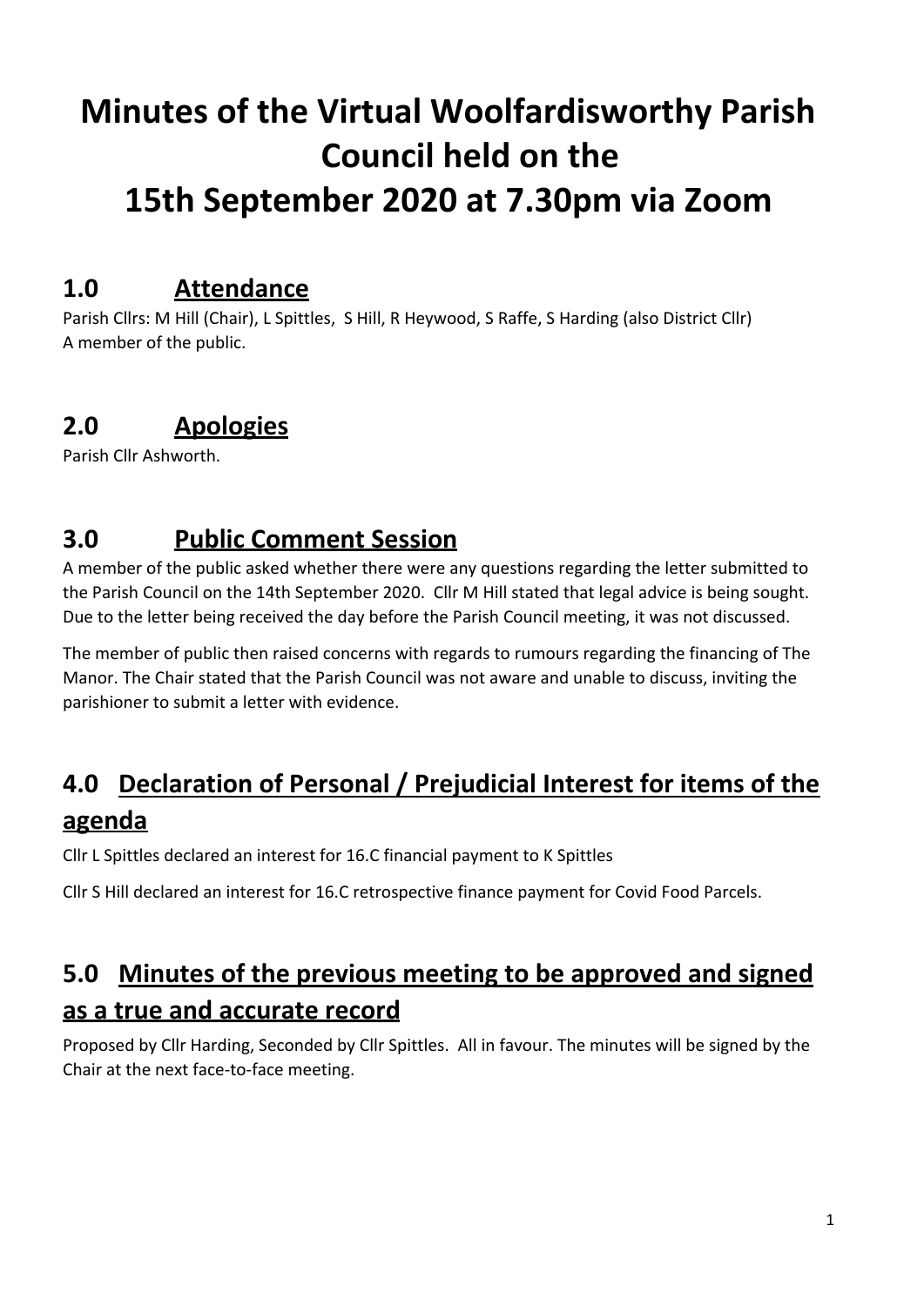# Minutes of the Virtual Woolfardisworthy Parish Council held on the 15th September 2020 at 7.30pm via Zoom

## 1.0 Attendance

Parish Cllrs: M Hill (Chair), L Spittles, S Hill, R Heywood, S Raffe, S Harding (also District Cllr)
A member of the public.

## 2.0 Apologies

Parish Cllr Ashworth.

## 3.0 Public Comment Session

A member of the public asked whether there were any questions regarding the letter submitted to the Parish Council on the 14th September 2020. Cllr M Hill stated that legal advice is being sought. Due to the letter being received the day before the Parish Council meeting, it was not discussed.

The member of public then raised concerns with regards to rumours regarding the financing of The Manor. The Chair stated that the Parish Council was not aware and unable to discuss, inviting the parishioner to submit a letter with evidence.

## 4.0 Declaration of Personal / Prejudicial Interest for items of the agenda

Cllr L Spittles declared an interest for 16.C financial payment to K Spittles

Cllr S Hill declared an interest for 16.C retrospective finance payment for Covid Food Parcels.

## 5.0 Minutes of the previous meeting to be approved and signed as a true and accurate record

Proposed by Cllr Harding, Seconded by Cllr Spittles. All in favour. The minutes will be signed by the Chair at the next face-to-face meeting.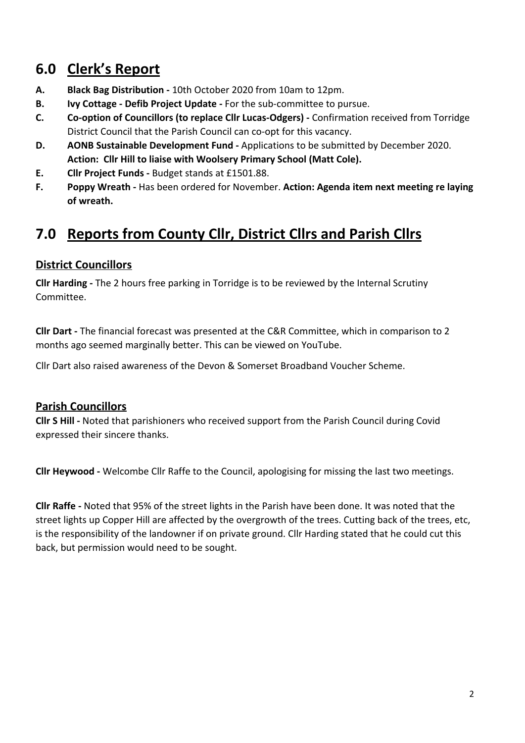## 6.0 Clerk's Report

**A.** **Black Bag Distribution -** 10th October 2020 from 10am to 12pm.

**B.** **Ivy Cottage - Defib Project Update -** For the sub-committee to pursue.

**C.** **Co-option of Councillors (to replace Cllr Lucas-Odgers) -** Confirmation received from Torridge District Council that the Parish Council can co-opt for this vacancy.

**D.** **AONB Sustainable Development Fund -** Applications to be submitted by December 2020. **Action: Cllr Hill to liaise with Woolsery Primary School (Matt Cole).**

**E.** **Cllr Project Funds -** Budget stands at £1501.88.

**F.** **Poppy Wreath -** Has been ordered for November. **Action: Agenda item next meeting re laying of wreath.**

## 7.0 Reports from County Cllr, District Cllrs and Parish Cllrs

### District Councillors

**Cllr Harding -** The 2 hours free parking in Torridge is to be reviewed by the Internal Scrutiny Committee.

**Cllr Dart -** The financial forecast was presented at the C&R Committee, which in comparison to 2 months ago seemed marginally better. This can be viewed on YouTube.

Cllr Dart also raised awareness of the Devon & Somerset Broadband Voucher Scheme.

### Parish Councillors

**Cllr S Hill -** Noted that parishioners who received support from the Parish Council during Covid expressed their sincere thanks.

**Cllr Heywood -** Welcombe Cllr Raffe to the Council, apologising for missing the last two meetings.

**Cllr Raffe -** Noted that 95% of the street lights in the Parish have been done. It was noted that the street lights up Copper Hill are affected by the overgrowth of the trees. Cutting back of the trees, etc, is the responsibility of the landowner if on private ground. Cllr Harding stated that he could cut this back, but permission would need to be sought.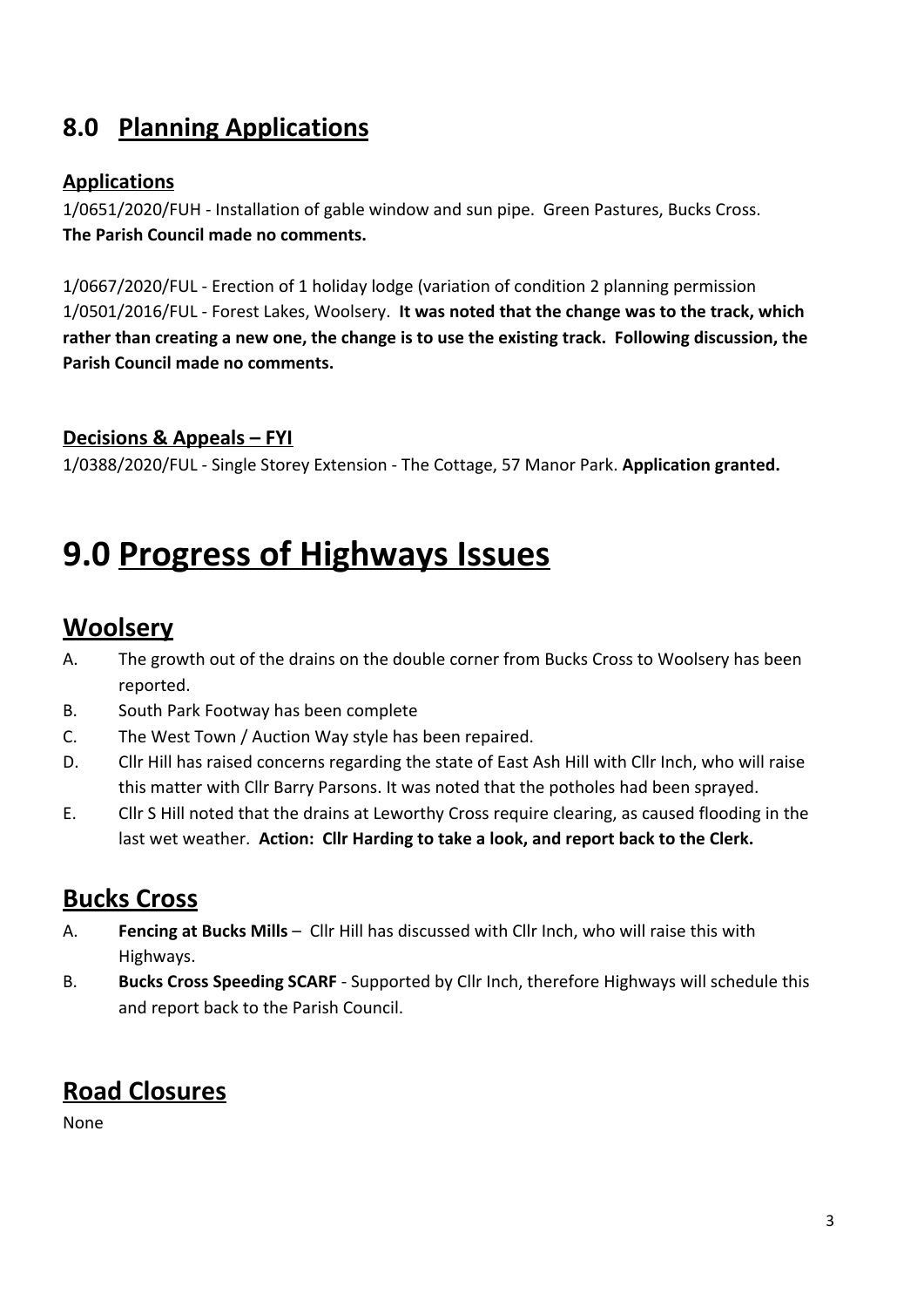## 8.0 Planning Applications

### Applications

1/0651/2020/FUH - Installation of gable window and sun pipe. Green Pastures, Bucks Cross.
**The Parish Council made no comments.**

1/0667/2020/FUL - Erection of 1 holiday lodge (variation of condition 2 planning permission 1/0501/2016/FUL - Forest Lakes, Woolsery. **It was noted that the change was to the track, which rather than creating a new one, the change is to use the existing track. Following discussion, the Parish Council made no comments.**

### Decisions & Appeals – FYI

1/0388/2020/FUL - Single Storey Extension - The Cottage, 57 Manor Park. **Application granted.**

# 9.0 Progress of Highways Issues

## Woolsery

A. The growth out of the drains on the double corner from Bucks Cross to Woolsery has been reported.

B. South Park Footway has been complete

C. The West Town / Auction Way style has been repaired.

D. Cllr Hill has raised concerns regarding the state of East Ash Hill with Cllr Inch, who will raise this matter with Cllr Barry Parsons. It was noted that the potholes had been sprayed.

E. Cllr S Hill noted that the drains at Leworthy Cross require clearing, as caused flooding in the last wet weather. **Action: Cllr Harding to take a look, and report back to the Clerk.**

## Bucks Cross

A. **Fencing at Bucks Mills** – Cllr Hill has discussed with Cllr Inch, who will raise this with Highways.

B. **Bucks Cross Speeding SCARF** - Supported by Cllr Inch, therefore Highways will schedule this and report back to the Parish Council.

## Road Closures

None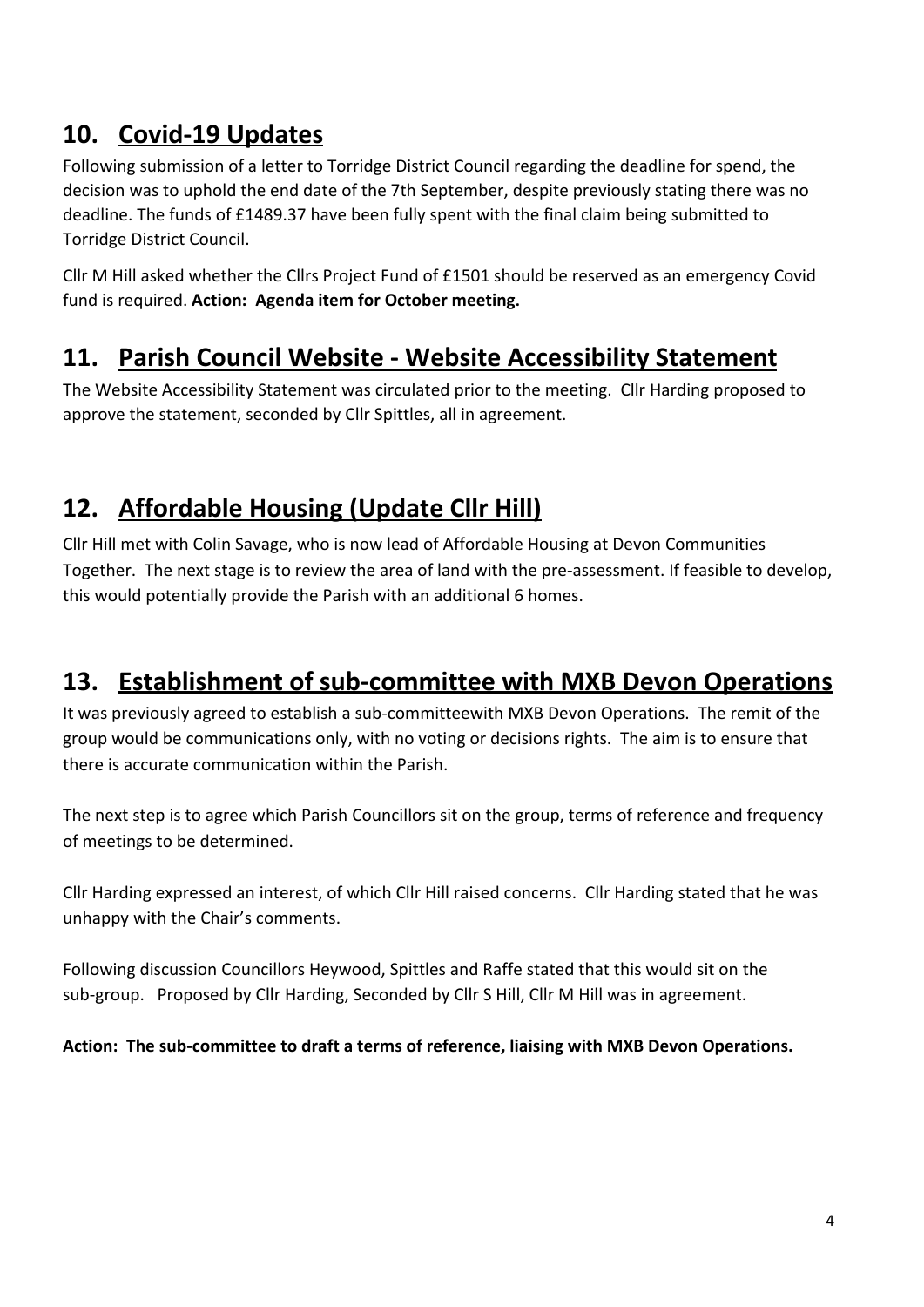## 10. Covid-19 Updates

Following submission of a letter to Torridge District Council regarding the deadline for spend, the decision was to uphold the end date of the 7th September, despite previously stating there was no deadline. The funds of £1489.37 have been fully spent with the final claim being submitted to Torridge District Council.

Cllr M Hill asked whether the Cllrs Project Fund of £1501 should be reserved as an emergency Covid fund is required. **Action: Agenda item for October meeting.**

## 11. Parish Council Website - Website Accessibility Statement

The Website Accessibility Statement was circulated prior to the meeting. Cllr Harding proposed to approve the statement, seconded by Cllr Spittles, all in agreement.

## 12. Affordable Housing (Update Cllr Hill)

Cllr Hill met with Colin Savage, who is now lead of Affordable Housing at Devon Communities Together. The next stage is to review the area of land with the pre-assessment. If feasible to develop, this would potentially provide the Parish with an additional 6 homes.

## 13. Establishment of sub-committee with MXB Devon Operations

It was previously agreed to establish a sub-committeewith MXB Devon Operations. The remit of the group would be communications only, with no voting or decisions rights. The aim is to ensure that there is accurate communication within the Parish.

The next step is to agree which Parish Councillors sit on the group, terms of reference and frequency of meetings to be determined.

Cllr Harding expressed an interest, of which Cllr Hill raised concerns. Cllr Harding stated that he was unhappy with the Chair's comments.

Following discussion Councillors Heywood, Spittles and Raffe stated that this would sit on the sub-group. Proposed by Cllr Harding, Seconded by Cllr S Hill, Cllr M Hill was in agreement.

**Action: The sub-committee to draft a terms of reference, liaising with MXB Devon Operations.**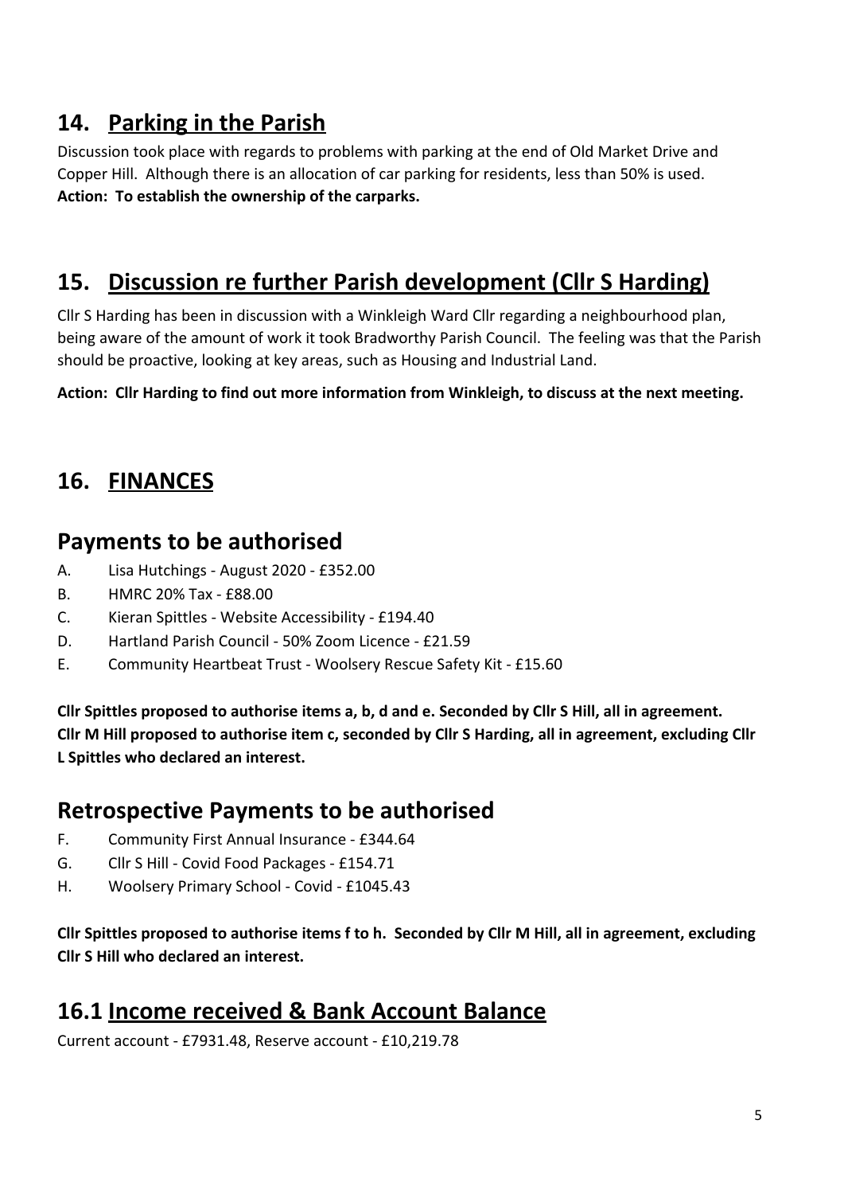## 14. Parking in the Parish

Discussion took place with regards to problems with parking at the end of Old Market Drive and Copper Hill. Although there is an allocation of car parking for residents, less than 50% is used.
**Action: To establish the ownership of the carparks.**

## 15. Discussion re further Parish development (Cllr S Harding)

Cllr S Harding has been in discussion with a Winkleigh Ward Cllr regarding a neighbourhood plan, being aware of the amount of work it took Bradworthy Parish Council. The feeling was that the Parish should be proactive, looking at key areas, such as Housing and Industrial Land.

**Action: Cllr Harding to find out more information from Winkleigh, to discuss at the next meeting.**

## 16. FINANCES

### Payments to be authorised

A. Lisa Hutchings - August 2020 - £352.00
B. HMRC 20% Tax - £88.00
C. Kieran Spittles - Website Accessibility - £194.40
D. Hartland Parish Council - 50% Zoom Licence - £21.59
E. Community Heartbeat Trust - Woolsery Rescue Safety Kit - £15.60

**Cllr Spittles proposed to authorise items a, b, d and e. Seconded by Cllr S Hill, all in agreement. Cllr M Hill proposed to authorise item c, seconded by Cllr S Harding, all in agreement, excluding Cllr L Spittles who declared an interest.**

### Retrospective Payments to be authorised

F. Community First Annual Insurance - £344.64
G. Cllr S Hill - Covid Food Packages - £154.71
H. Woolsery Primary School - Covid - £1045.43

**Cllr Spittles proposed to authorise items f to h. Seconded by Cllr M Hill, all in agreement, excluding Cllr S Hill who declared an interest.**

## 16.1 Income received & Bank Account Balance

Current account - £7931.48, Reserve account - £10,219.78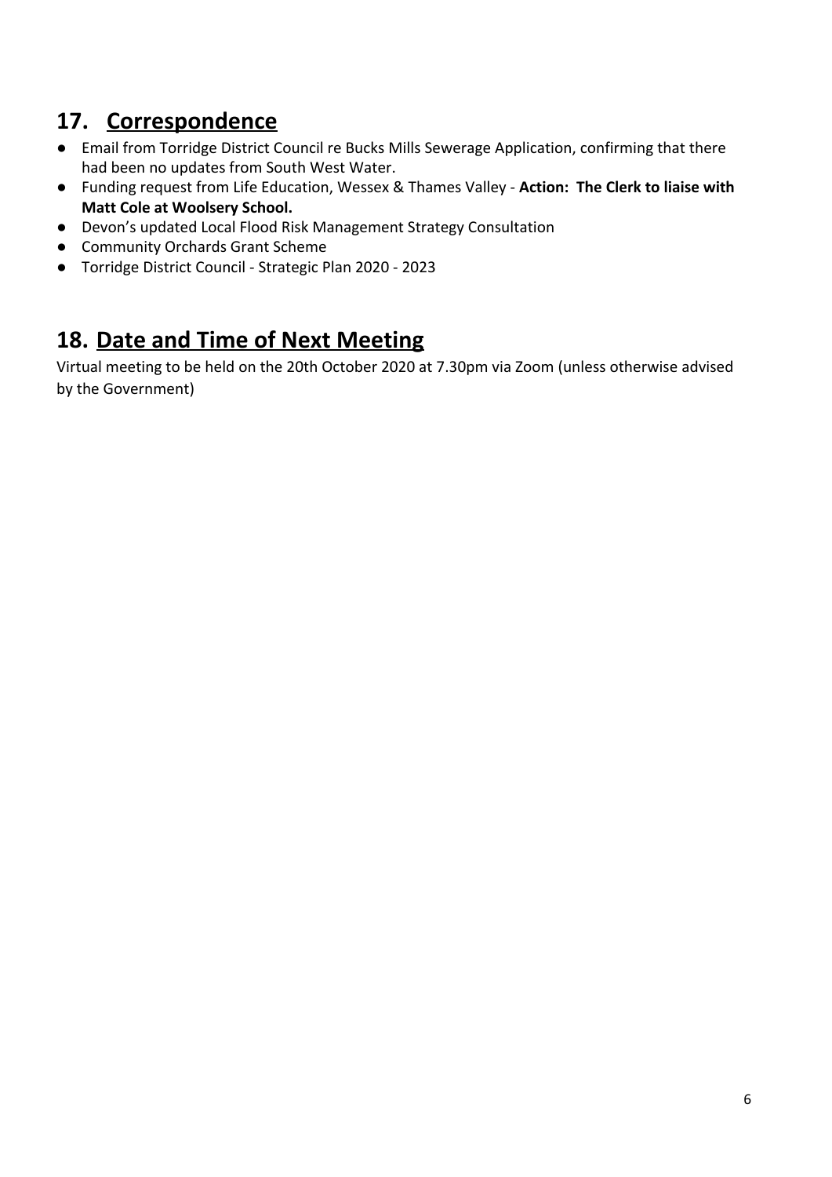## 17. Correspondence

- Email from Torridge District Council re Bucks Mills Sewerage Application, confirming that there had been no updates from South West Water.
- Funding request from Life Education, Wessex & Thames Valley - **Action: The Clerk to liaise with Matt Cole at Woolsery School.**
- Devon's updated Local Flood Risk Management Strategy Consultation
- Community Orchards Grant Scheme
- Torridge District Council - Strategic Plan 2020 - 2023

## 18. Date and Time of Next Meeting

Virtual meeting to be held on the 20th October 2020 at 7.30pm via Zoom (unless otherwise advised by the Government)